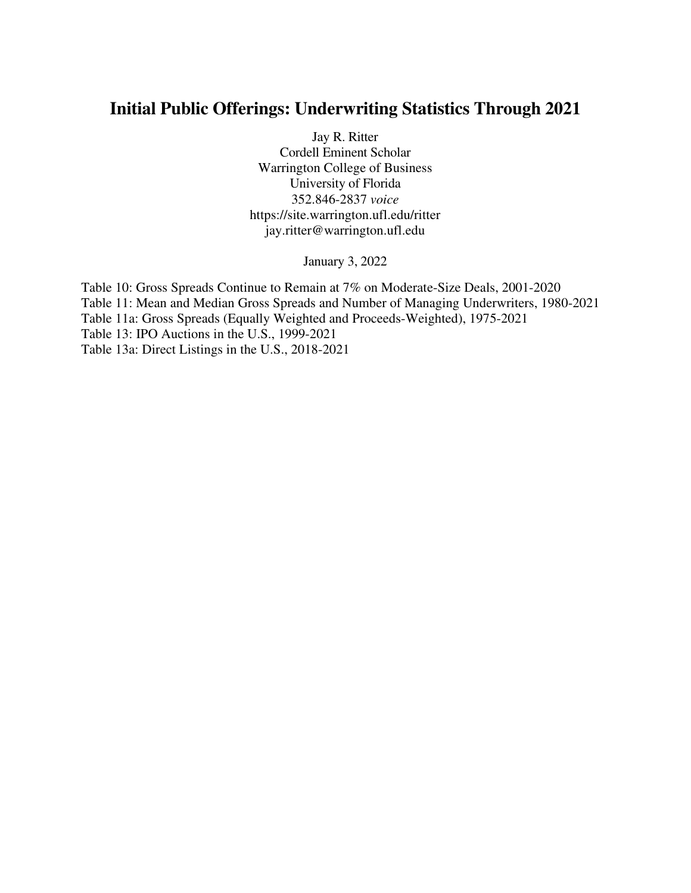# Initial Public Offerings: Underwriting Statistics Through 2021

Jay R. Ritter
Cordell Eminent Scholar
Warrington College of Business
University of Florida
352.846-2837 *voice*
https://site.warrington.ufl.edu/ritter
jay.ritter@warrington.ufl.edu

January 3, 2022

Table 10: Gross Spreads Continue to Remain at 7% on Moderate-Size Deals, 2001-2020
Table 11: Mean and Median Gross Spreads and Number of Managing Underwriters, 1980-2021
Table 11a: Gross Spreads (Equally Weighted and Proceeds-Weighted), 1975-2021
Table 13: IPO Auctions in the U.S., 1999-2021
Table 13a: Direct Listings in the U.S., 2018-2021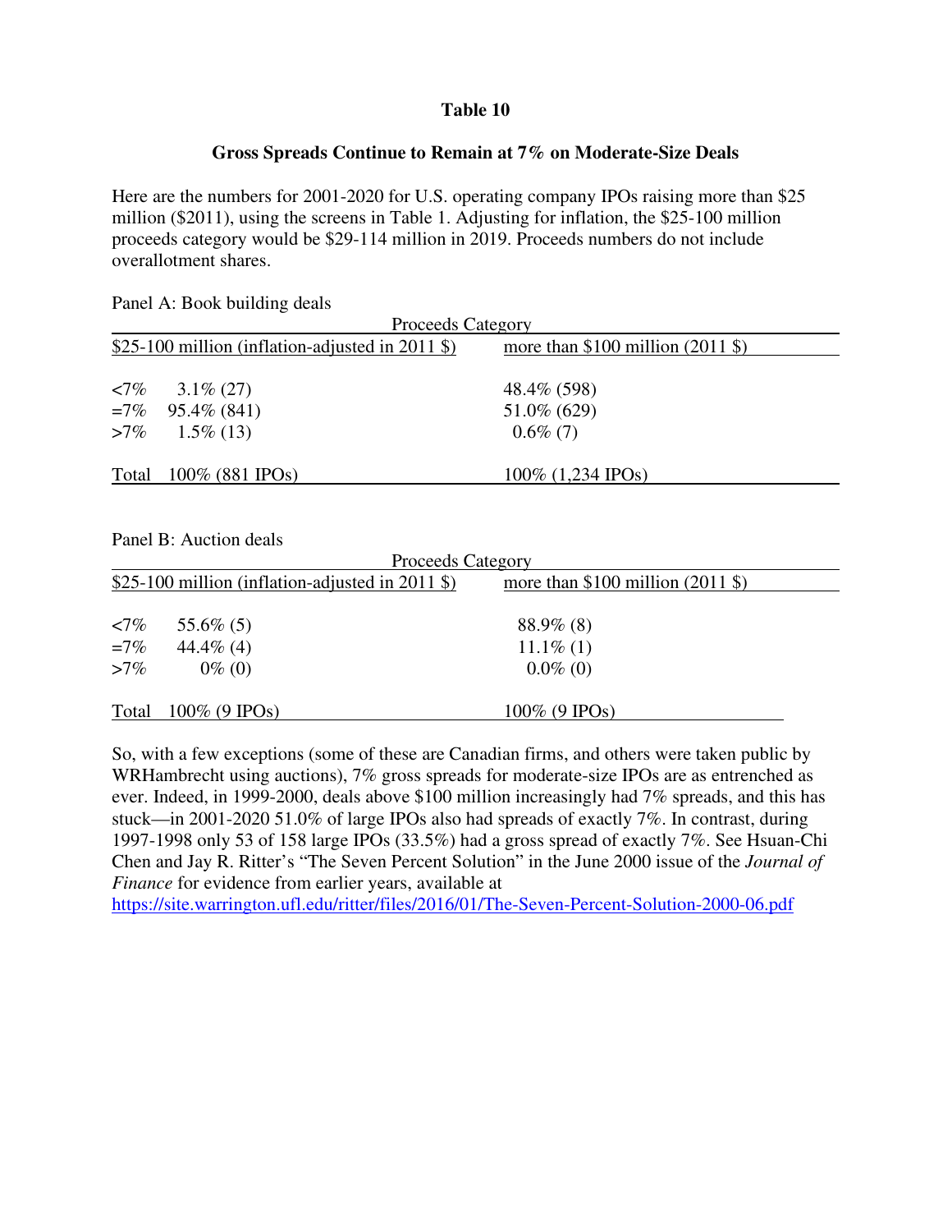# Table 10

## Gross Spreads Continue to Remain at 7% on Moderate-Size Deals

Here are the numbers for 2001-2020 for U.S. operating company IPOs raising more than $25 million ($2011), using the screens in Table 1. Adjusting for inflation, the $25-100 million proceeds category would be $29-114 million in 2019. Proceeds numbers do not include overallotment shares.

Panel A: Book building deals

| | Proceeds Category | |
|---|---|---|
| | $25-100 million (inflation-adjusted in 2011 $) | more than $100 million (2011 $) |
| <7% | 3.1% (27) | 48.4% (598) |
| =7% | 95.4% (841) | 51.0% (629) |
| >7% | 1.5% (13) | 0.6% (7) |
| Total | 100% (881 IPOs) | 100% (1,234 IPOs) |

Panel B: Auction deals

| | Proceeds Category | |
|---|---|---|
| | $25-100 million (inflation-adjusted in 2011 $) | more than $100 million (2011 $) |
| <7% | 55.6% (5) | 88.9% (8) |
| =7% | 44.4% (4) | 11.1% (1) |
| >7% | 0% (0) | 0.0% (0) |
| Total | 100% (9 IPOs) | 100% (9 IPOs) |

So, with a few exceptions (some of these are Canadian firms, and others were taken public by WRHambrecht using auctions), 7% gross spreads for moderate-size IPOs are as entrenched as ever. Indeed, in 1999-2000, deals above $100 million increasingly had 7% spreads, and this has stuck—in 2001-2020 51.0% of large IPOs also had spreads of exactly 7%. In contrast, during 1997-1998 only 53 of 158 large IPOs (33.5%) had a gross spread of exactly 7%. See Hsuan-Chi Chen and Jay R. Ritter's "The Seven Percent Solution" in the June 2000 issue of the *Journal of Finance* for evidence from earlier years, available at https://site.warrington.ufl.edu/ritter/files/2016/01/The-Seven-Percent-Solution-2000-06.pdf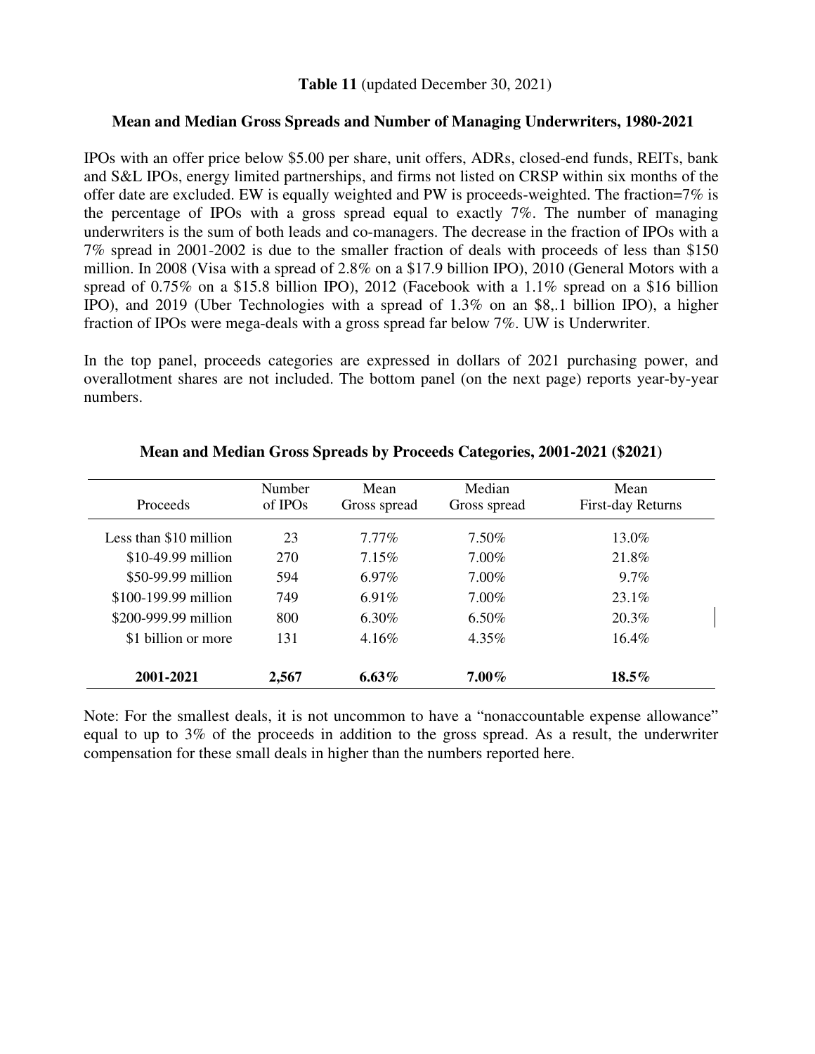**Table 11** (updated December 30, 2021)

**Mean and Median Gross Spreads and Number of Managing Underwriters, 1980-2021**

IPOs with an offer price below $5.00 per share, unit offers, ADRs, closed-end funds, REITs, bank and S&L IPOs, energy limited partnerships, and firms not listed on CRSP within six months of the offer date are excluded. EW is equally weighted and PW is proceeds-weighted. The fraction=7% is the percentage of IPOs with a gross spread equal to exactly 7%. The number of managing underwriters is the sum of both leads and co-managers. The decrease in the fraction of IPOs with a 7% spread in 2001-2002 is due to the smaller fraction of deals with proceeds of less than $150 million. In 2008 (Visa with a spread of 2.8% on a $17.9 billion IPO), 2010 (General Motors with a spread of 0.75% on a $15.8 billion IPO), 2012 (Facebook with a 1.1% spread on a $16 billion IPO), and 2019 (Uber Technologies with a spread of 1.3% on an $8,.1 billion IPO), a higher fraction of IPOs were mega-deals with a gross spread far below 7%. UW is Underwriter.

In the top panel, proceeds categories are expressed in dollars of 2021 purchasing power, and overallotment shares are not included. The bottom panel (on the next page) reports year-by-year numbers.

**Mean and Median Gross Spreads by Proceeds Categories, 2001-2021 ($2021)**

| Proceeds | Number of IPOs | Mean Gross spread | Median Gross spread | Mean First-day Returns |
|---|---|---|---|---|
| Less than $10 million | 23 | 7.77% | 7.50% | 13.0% |
| $10-49.99 million | 270 | 7.15% | 7.00% | 21.8% |
| $50-99.99 million | 594 | 6.97% | 7.00% | 9.7% |
| $100-199.99 million | 749 | 6.91% | 7.00% | 23.1% |
| $200-999.99 million | 800 | 6.30% | 6.50% | 20.3% |
| $1 billion or more | 131 | 4.16% | 4.35% | 16.4% |
| **2001-2021** | **2,567** | **6.63%** | **7.00%** | **18.5%** |

Note: For the smallest deals, it is not uncommon to have a "nonaccountable expense allowance" equal to up to 3% of the proceeds in addition to the gross spread. As a result, the underwriter compensation for these small deals in higher than the numbers reported here.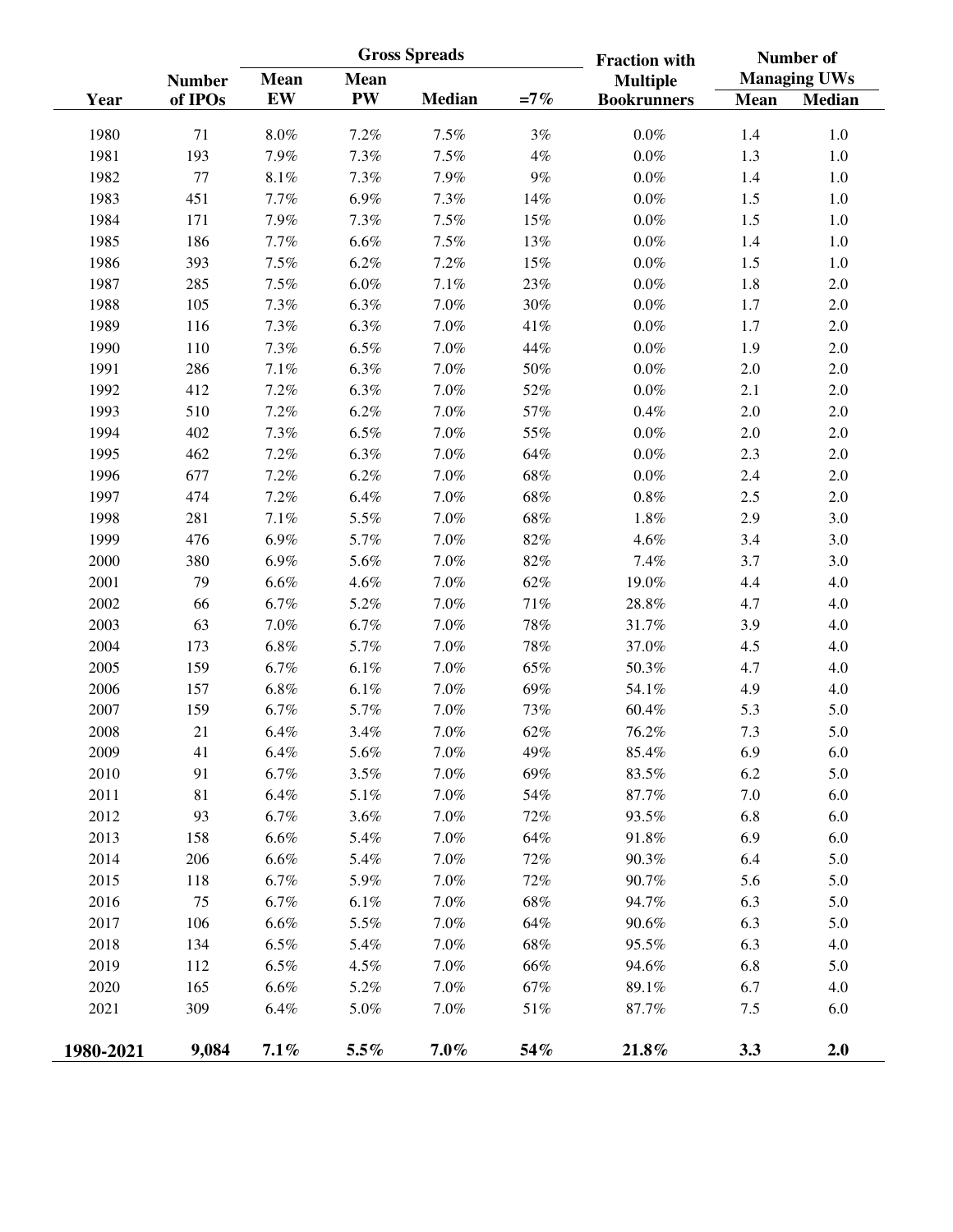| Year | Number of IPOs | Gross Spreads | | | | Fraction with Multiple Bookrunners | Number of Managing UWs | |
|---|---|---|---|---|---|---|---|---|
| | | Mean EW | Mean PW | Median | =7% | | Mean | Median |
| 1980 | 71 | 8.0% | 7.2% | 7.5% | 3% | 0.0% | 1.4 | 1.0 |
| 1981 | 193 | 7.9% | 7.3% | 7.5% | 4% | 0.0% | 1.3 | 1.0 |
| 1982 | 77 | 8.1% | 7.3% | 7.9% | 9% | 0.0% | 1.4 | 1.0 |
| 1983 | 451 | 7.7% | 6.9% | 7.3% | 14% | 0.0% | 1.5 | 1.0 |
| 1984 | 171 | 7.9% | 7.3% | 7.5% | 15% | 0.0% | 1.5 | 1.0 |
| 1985 | 186 | 7.7% | 6.6% | 7.5% | 13% | 0.0% | 1.4 | 1.0 |
| 1986 | 393 | 7.5% | 6.2% | 7.2% | 15% | 0.0% | 1.5 | 1.0 |
| 1987 | 285 | 7.5% | 6.0% | 7.1% | 23% | 0.0% | 1.8 | 2.0 |
| 1988 | 105 | 7.3% | 6.3% | 7.0% | 30% | 0.0% | 1.7 | 2.0 |
| 1989 | 116 | 7.3% | 6.3% | 7.0% | 41% | 0.0% | 1.7 | 2.0 |
| 1990 | 110 | 7.3% | 6.5% | 7.0% | 44% | 0.0% | 1.9 | 2.0 |
| 1991 | 286 | 7.1% | 6.3% | 7.0% | 50% | 0.0% | 2.0 | 2.0 |
| 1992 | 412 | 7.2% | 6.3% | 7.0% | 52% | 0.0% | 2.1 | 2.0 |
| 1993 | 510 | 7.2% | 6.2% | 7.0% | 57% | 0.4% | 2.0 | 2.0 |
| 1994 | 402 | 7.3% | 6.5% | 7.0% | 55% | 0.0% | 2.0 | 2.0 |
| 1995 | 462 | 7.2% | 6.3% | 7.0% | 64% | 0.0% | 2.3 | 2.0 |
| 1996 | 677 | 7.2% | 6.2% | 7.0% | 68% | 0.0% | 2.4 | 2.0 |
| 1997 | 474 | 7.2% | 6.4% | 7.0% | 68% | 0.8% | 2.5 | 2.0 |
| 1998 | 281 | 7.1% | 5.5% | 7.0% | 68% | 1.8% | 2.9 | 3.0 |
| 1999 | 476 | 6.9% | 5.7% | 7.0% | 82% | 4.6% | 3.4 | 3.0 |
| 2000 | 380 | 6.9% | 5.6% | 7.0% | 82% | 7.4% | 3.7 | 3.0 |
| 2001 | 79 | 6.6% | 4.6% | 7.0% | 62% | 19.0% | 4.4 | 4.0 |
| 2002 | 66 | 6.7% | 5.2% | 7.0% | 71% | 28.8% | 4.7 | 4.0 |
| 2003 | 63 | 7.0% | 6.7% | 7.0% | 78% | 31.7% | 3.9 | 4.0 |
| 2004 | 173 | 6.8% | 5.7% | 7.0% | 78% | 37.0% | 4.5 | 4.0 |
| 2005 | 159 | 6.7% | 6.1% | 7.0% | 65% | 50.3% | 4.7 | 4.0 |
| 2006 | 157 | 6.8% | 6.1% | 7.0% | 69% | 54.1% | 4.9 | 4.0 |
| 2007 | 159 | 6.7% | 5.7% | 7.0% | 73% | 60.4% | 5.3 | 5.0 |
| 2008 | 21 | 6.4% | 3.4% | 7.0% | 62% | 76.2% | 7.3 | 5.0 |
| 2009 | 41 | 6.4% | 5.6% | 7.0% | 49% | 85.4% | 6.9 | 6.0 |
| 2010 | 91 | 6.7% | 3.5% | 7.0% | 69% | 83.5% | 6.2 | 5.0 |
| 2011 | 81 | 6.4% | 5.1% | 7.0% | 54% | 87.7% | 7.0 | 6.0 |
| 2012 | 93 | 6.7% | 3.6% | 7.0% | 72% | 93.5% | 6.8 | 6.0 |
| 2013 | 158 | 6.6% | 5.4% | 7.0% | 64% | 91.8% | 6.9 | 6.0 |
| 2014 | 206 | 6.6% | 5.4% | 7.0% | 72% | 90.3% | 6.4 | 5.0 |
| 2015 | 118 | 6.7% | 5.9% | 7.0% | 72% | 90.7% | 5.6 | 5.0 |
| 2016 | 75 | 6.7% | 6.1% | 7.0% | 68% | 94.7% | 6.3 | 5.0 |
| 2017 | 106 | 6.6% | 5.5% | 7.0% | 64% | 90.6% | 6.3 | 5.0 |
| 2018 | 134 | 6.5% | 5.4% | 7.0% | 68% | 95.5% | 6.3 | 4.0 |
| 2019 | 112 | 6.5% | 4.5% | 7.0% | 66% | 94.6% | 6.8 | 5.0 |
| 2020 | 165 | 6.6% | 5.2% | 7.0% | 67% | 89.1% | 6.7 | 4.0 |
| 2021 | 309 | 6.4% | 5.0% | 7.0% | 51% | 87.7% | 7.5 | 6.0 |
| **1980-2021** | **9,084** | **7.1%** | **5.5%** | **7.0%** | **54%** | **21.8%** | **3.3** | **2.0** |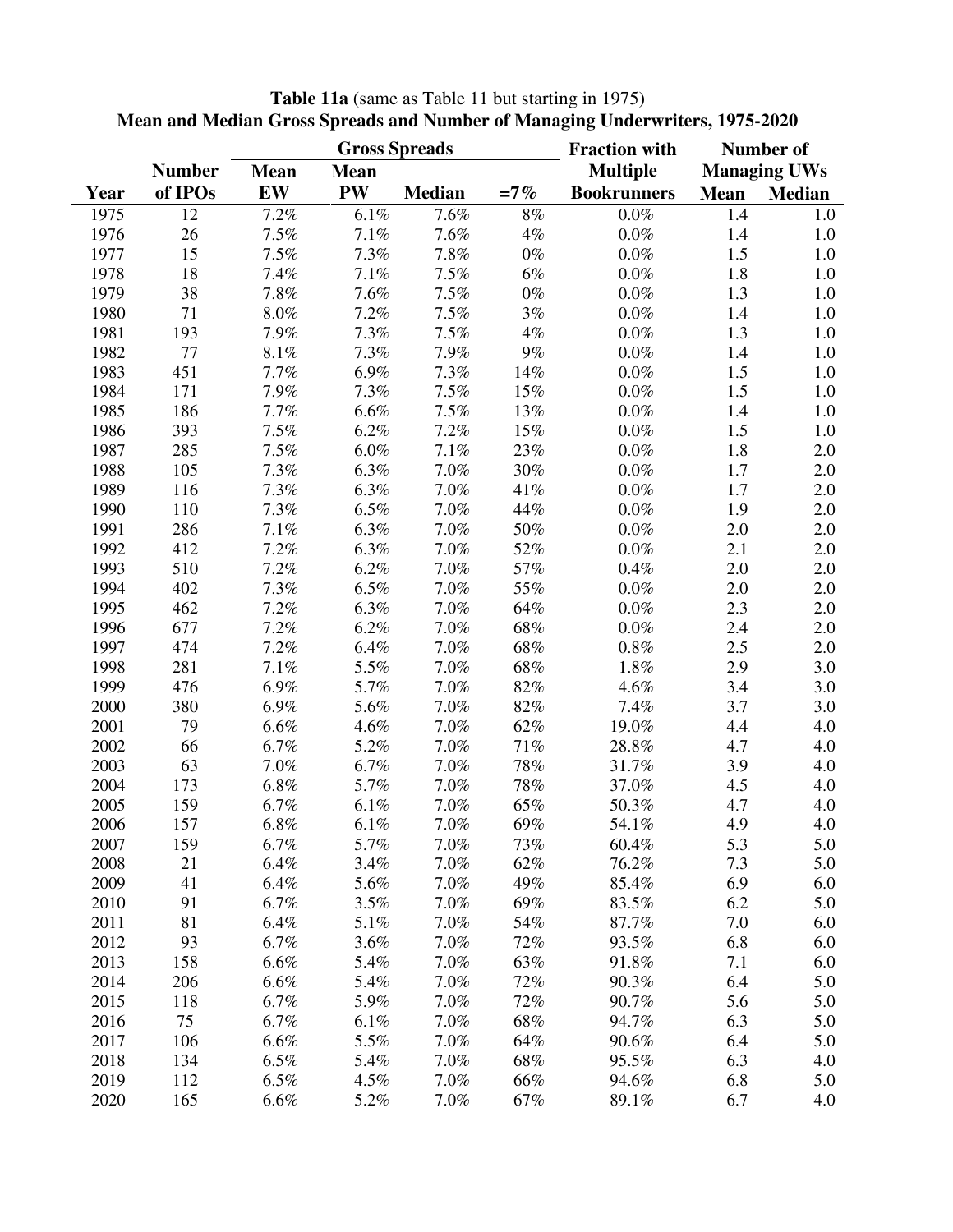**Table 11a** (same as Table 11 but starting in 1975)
**Mean and Median Gross Spreads and Number of Managing Underwriters, 1975-2020**

| | | Gross Spreads | | | | Fraction with | Number of | |
|---|---|---|---|---|---|---|---|---|
| | Number | Mean | Mean | | | Multiple | Managing UWs | |
| Year | of IPOs | EW | PW | Median | =7% | Bookrunners | Mean | Median |
| 1975 | 12 | 7.2% | 6.1% | 7.6% | 8% | 0.0% | 1.4 | 1.0 |
| 1976 | 26 | 7.5% | 7.1% | 7.6% | 4% | 0.0% | 1.4 | 1.0 |
| 1977 | 15 | 7.5% | 7.3% | 7.8% | 0% | 0.0% | 1.5 | 1.0 |
| 1978 | 18 | 7.4% | 7.1% | 7.5% | 6% | 0.0% | 1.8 | 1.0 |
| 1979 | 38 | 7.8% | 7.6% | 7.5% | 0% | 0.0% | 1.3 | 1.0 |
| 1980 | 71 | 8.0% | 7.2% | 7.5% | 3% | 0.0% | 1.4 | 1.0 |
| 1981 | 193 | 7.9% | 7.3% | 7.5% | 4% | 0.0% | 1.3 | 1.0 |
| 1982 | 77 | 8.1% | 7.3% | 7.9% | 9% | 0.0% | 1.4 | 1.0 |
| 1983 | 451 | 7.7% | 6.9% | 7.3% | 14% | 0.0% | 1.5 | 1.0 |
| 1984 | 171 | 7.9% | 7.3% | 7.5% | 15% | 0.0% | 1.5 | 1.0 |
| 1985 | 186 | 7.7% | 6.6% | 7.5% | 13% | 0.0% | 1.4 | 1.0 |
| 1986 | 393 | 7.5% | 6.2% | 7.2% | 15% | 0.0% | 1.5 | 1.0 |
| 1987 | 285 | 7.5% | 6.0% | 7.1% | 23% | 0.0% | 1.8 | 2.0 |
| 1988 | 105 | 7.3% | 6.3% | 7.0% | 30% | 0.0% | 1.7 | 2.0 |
| 1989 | 116 | 7.3% | 6.3% | 7.0% | 41% | 0.0% | 1.7 | 2.0 |
| 1990 | 110 | 7.3% | 6.5% | 7.0% | 44% | 0.0% | 1.9 | 2.0 |
| 1991 | 286 | 7.1% | 6.3% | 7.0% | 50% | 0.0% | 2.0 | 2.0 |
| 1992 | 412 | 7.2% | 6.3% | 7.0% | 52% | 0.0% | 2.1 | 2.0 |
| 1993 | 510 | 7.2% | 6.2% | 7.0% | 57% | 0.4% | 2.0 | 2.0 |
| 1994 | 402 | 7.3% | 6.5% | 7.0% | 55% | 0.0% | 2.0 | 2.0 |
| 1995 | 462 | 7.2% | 6.3% | 7.0% | 64% | 0.0% | 2.3 | 2.0 |
| 1996 | 677 | 7.2% | 6.2% | 7.0% | 68% | 0.0% | 2.4 | 2.0 |
| 1997 | 474 | 7.2% | 6.4% | 7.0% | 68% | 0.8% | 2.5 | 2.0 |
| 1998 | 281 | 7.1% | 5.5% | 7.0% | 68% | 1.8% | 2.9 | 3.0 |
| 1999 | 476 | 6.9% | 5.7% | 7.0% | 82% | 4.6% | 3.4 | 3.0 |
| 2000 | 380 | 6.9% | 5.6% | 7.0% | 82% | 7.4% | 3.7 | 3.0 |
| 2001 | 79 | 6.6% | 4.6% | 7.0% | 62% | 19.0% | 4.4 | 4.0 |
| 2002 | 66 | 6.7% | 5.2% | 7.0% | 71% | 28.8% | 4.7 | 4.0 |
| 2003 | 63 | 7.0% | 6.7% | 7.0% | 78% | 31.7% | 3.9 | 4.0 |
| 2004 | 173 | 6.8% | 5.7% | 7.0% | 78% | 37.0% | 4.5 | 4.0 |
| 2005 | 159 | 6.7% | 6.1% | 7.0% | 65% | 50.3% | 4.7 | 4.0 |
| 2006 | 157 | 6.8% | 6.1% | 7.0% | 69% | 54.1% | 4.9 | 4.0 |
| 2007 | 159 | 6.7% | 5.7% | 7.0% | 73% | 60.4% | 5.3 | 5.0 |
| 2008 | 21 | 6.4% | 3.4% | 7.0% | 62% | 76.2% | 7.3 | 5.0 |
| 2009 | 41 | 6.4% | 5.6% | 7.0% | 49% | 85.4% | 6.9 | 6.0 |
| 2010 | 91 | 6.7% | 3.5% | 7.0% | 69% | 83.5% | 6.2 | 5.0 |
| 2011 | 81 | 6.4% | 5.1% | 7.0% | 54% | 87.7% | 7.0 | 6.0 |
| 2012 | 93 | 6.7% | 3.6% | 7.0% | 72% | 93.5% | 6.8 | 6.0 |
| 2013 | 158 | 6.6% | 5.4% | 7.0% | 63% | 91.8% | 7.1 | 6.0 |
| 2014 | 206 | 6.6% | 5.4% | 7.0% | 72% | 90.3% | 6.4 | 5.0 |
| 2015 | 118 | 6.7% | 5.9% | 7.0% | 72% | 90.7% | 5.6 | 5.0 |
| 2016 | 75 | 6.7% | 6.1% | 7.0% | 68% | 94.7% | 6.3 | 5.0 |
| 2017 | 106 | 6.6% | 5.5% | 7.0% | 64% | 90.6% | 6.4 | 5.0 |
| 2018 | 134 | 6.5% | 5.4% | 7.0% | 68% | 95.5% | 6.3 | 4.0 |
| 2019 | 112 | 6.5% | 4.5% | 7.0% | 66% | 94.6% | 6.8 | 5.0 |
| 2020 | 165 | 6.6% | 5.2% | 7.0% | 67% | 89.1% | 6.7 | 4.0 |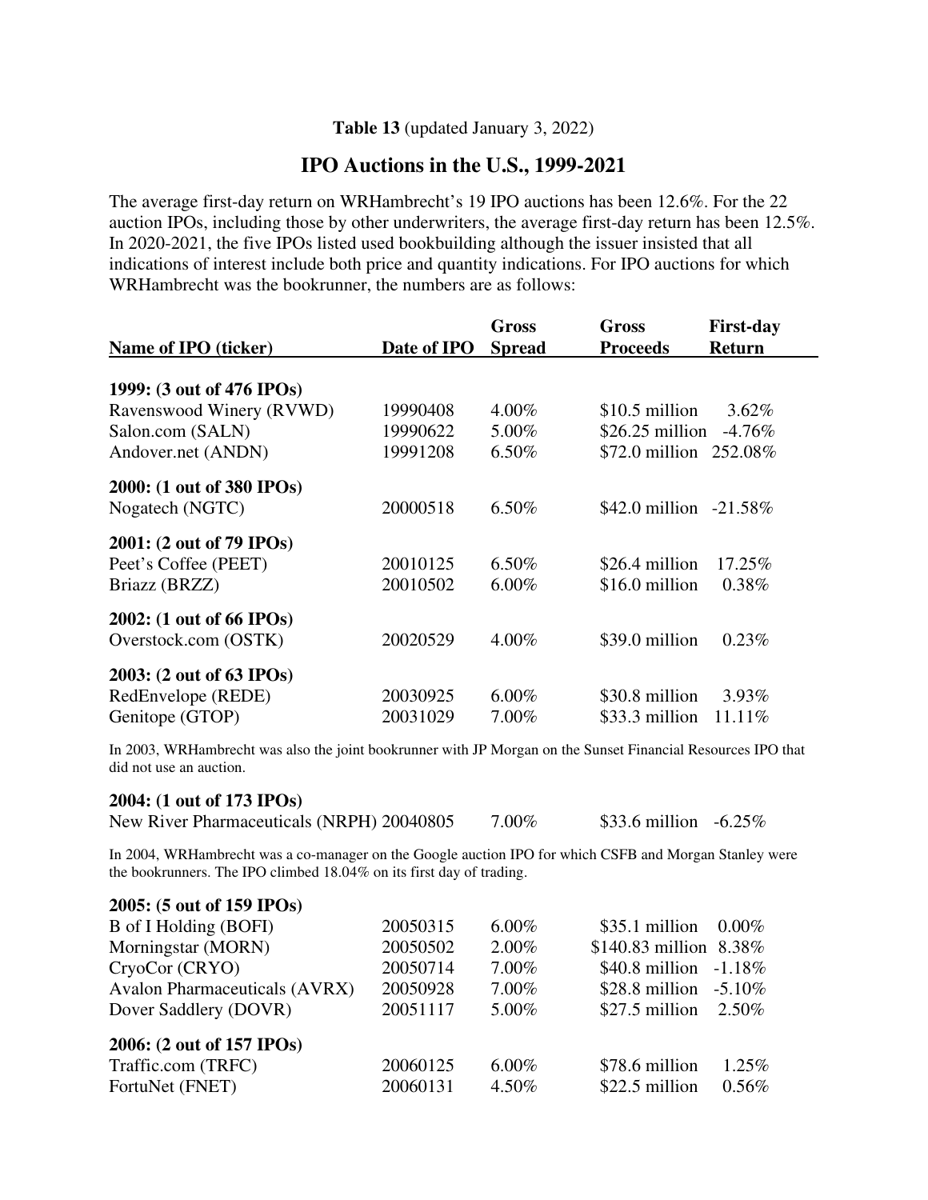**Table 13** (updated January 3, 2022)

## IPO Auctions in the U.S., 1999-2021

The average first-day return on WRHambrecht's 19 IPO auctions has been 12.6%. For the 22 auction IPOs, including those by other underwriters, the average first-day return has been 12.5%. In 2020-2021, the five IPOs listed used bookbuilding although the issuer insisted that all indications of interest include both price and quantity indications. For IPO auctions for which WRHambrecht was the bookrunner, the numbers are as follows:

| Name of IPO (ticker) | Date of IPO | Gross Spread | Gross Proceeds | First-day Return |
|---|---|---|---|---|
| **1999: (3 out of 476 IPOs)** | | | | |
| Ravenswood Winery (RVWD) | 19990408 | 4.00% | $10.5 million | 3.62% |
| Salon.com (SALN) | 19990622 | 5.00% | $26.25 million | -4.76% |
| Andover.net (ANDN) | 19991208 | 6.50% | $72.0 million | 252.08% |
| **2000: (1 out of 380 IPOs)** | | | | |
| Nogatech (NGTC) | 20000518 | 6.50% | $42.0 million | -21.58% |
| **2001: (2 out of 79 IPOs)** | | | | |
| Peet's Coffee (PEET) | 20010125 | 6.50% | $26.4 million | 17.25% |
| Briazz (BRZZ) | 20010502 | 6.00% | $16.0 million | 0.38% |
| **2002: (1 out of 66 IPOs)** | | | | |
| Overstock.com (OSTK) | 20020529 | 4.00% | $39.0 million | 0.23% |
| **2003: (2 out of 63 IPOs)** | | | | |
| RedEnvelope (REDE) | 20030925 | 6.00% | $30.8 million | 3.93% |
| Genitope (GTOP) | 20031029 | 7.00% | $33.3 million | 11.11% |

In 2003, WRHambrecht was also the joint bookrunner with JP Morgan on the Sunset Financial Resources IPO that did not use an auction.

| Name of IPO (ticker) | Date of IPO | Gross Spread | Gross Proceeds | First-day Return |
|---|---|---|---|---|
| **2004: (1 out of 173 IPOs)** | | | | |
| New River Pharmaceuticals (NRPH) | 20040805 | 7.00% | $33.6 million | -6.25% |

In 2004, WRHambrecht was a co-manager on the Google auction IPO for which CSFB and Morgan Stanley were the bookrunners. The IPO climbed 18.04% on its first day of trading.

| Name of IPO (ticker) | Date of IPO | Gross Spread | Gross Proceeds | First-day Return |
|---|---|---|---|---|
| **2005: (5 out of 159 IPOs)** | | | | |
| B of I Holding (BOFI) | 20050315 | 6.00% | $35.1 million | 0.00% |
| Morningstar (MORN) | 20050502 | 2.00% | $140.83 million | 8.38% |
| CryoCor (CRYO) | 20050714 | 7.00% | $40.8 million | -1.18% |
| Avalon Pharmaceuticals (AVRX) | 20050928 | 7.00% | $28.8 million | -5.10% |
| Dover Saddlery (DOVR) | 20051117 | 5.00% | $27.5 million | 2.50% |
| **2006: (2 out of 157 IPOs)** | | | | |
| Traffic.com (TRFC) | 20060125 | 6.00% | $78.6 million | 1.25% |
| FortuNet (FNET) | 20060131 | 4.50% | $22.5 million | 0.56% |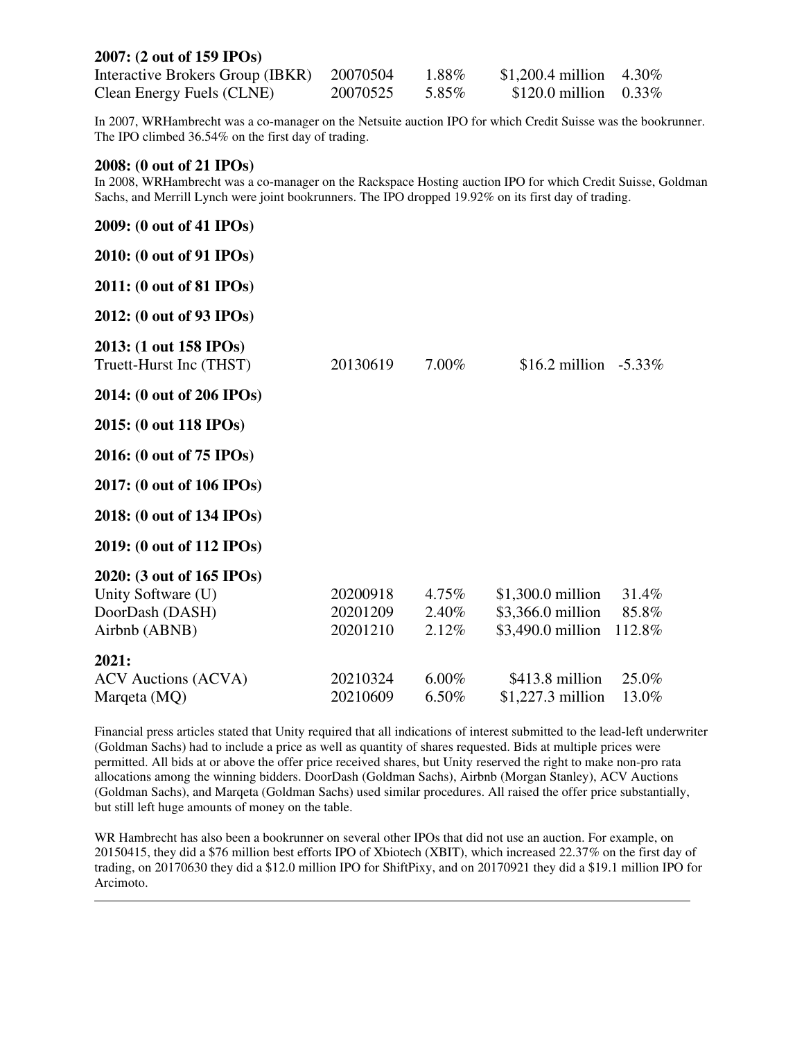**2007: (2 out of 159 IPOs)**

| | | | | |
|---|---|---|---|---|
| Interactive Brokers Group (IBKR) | 20070504 | 1.88% | $1,200.4 million | 4.30% |
| Clean Energy Fuels (CLNE) | 20070525 | 5.85% | $120.0 million | 0.33% |

In 2007, WRHambrecht was a co-manager on the Netsuite auction IPO for which Credit Suisse was the bookrunner. The IPO climbed 36.54% on the first day of trading.

**2008: (0 out of 21 IPOs)**

In 2008, WRHambrecht was a co-manager on the Rackspace Hosting auction IPO for which Credit Suisse, Goldman Sachs, and Merrill Lynch were joint bookrunners. The IPO dropped 19.92% on its first day of trading.

**2009: (0 out of 41 IPOs)**

**2010: (0 out of 91 IPOs)**

**2011: (0 out of 81 IPOs)**

**2012: (0 out of 93 IPOs)**

**2013: (1 out 158 IPOs)**

| | | | | |
|---|---|---|---|---|
| Truett-Hurst Inc (THST) | 20130619 | 7.00% | $16.2 million | -5.33% |

**2014: (0 out of 206 IPOs)**

**2015: (0 out 118 IPOs)**

**2016: (0 out of 75 IPOs)**

**2017: (0 out of 106 IPOs)**

**2018: (0 out of 134 IPOs)**

**2019: (0 out of 112 IPOs)**

**2020: (3 out of 165 IPOs)**

| | | | | |
|---|---|---|---|---|
| Unity Software (U) | 20200918 | 4.75% | $1,300.0 million | 31.4% |
| DoorDash (DASH) | 20201209 | 2.40% | $3,366.0 million | 85.8% |
| Airbnb (ABNB) | 20201210 | 2.12% | $3,490.0 million | 112.8% |

**2021:**

| | | | | |
|---|---|---|---|---|
| ACV Auctions (ACVA) | 20210324 | 6.00% | $413.8 million | 25.0% |
| Marqeta (MQ) | 20210609 | 6.50% | $1,227.3 million | 13.0% |

Financial press articles stated that Unity required that all indications of interest submitted to the lead-left underwriter (Goldman Sachs) had to include a price as well as quantity of shares requested. Bids at multiple prices were permitted. All bids at or above the offer price received shares, but Unity reserved the right to make non-pro rata allocations among the winning bidders. DoorDash (Goldman Sachs), Airbnb (Morgan Stanley), ACV Auctions (Goldman Sachs), and Marqeta (Goldman Sachs) used similar procedures. All raised the offer price substantially, but still left huge amounts of money on the table.

WR Hambrecht has also been a bookrunner on several other IPOs that did not use an auction. For example, on 20150415, they did a $76 million best efforts IPO of Xbiotech (XBIT), which increased 22.37% on the first day of trading, on 20170630 they did a $12.0 million IPO for ShiftPixy, and on 20170921 they did a $19.1 million IPO for Arcimoto.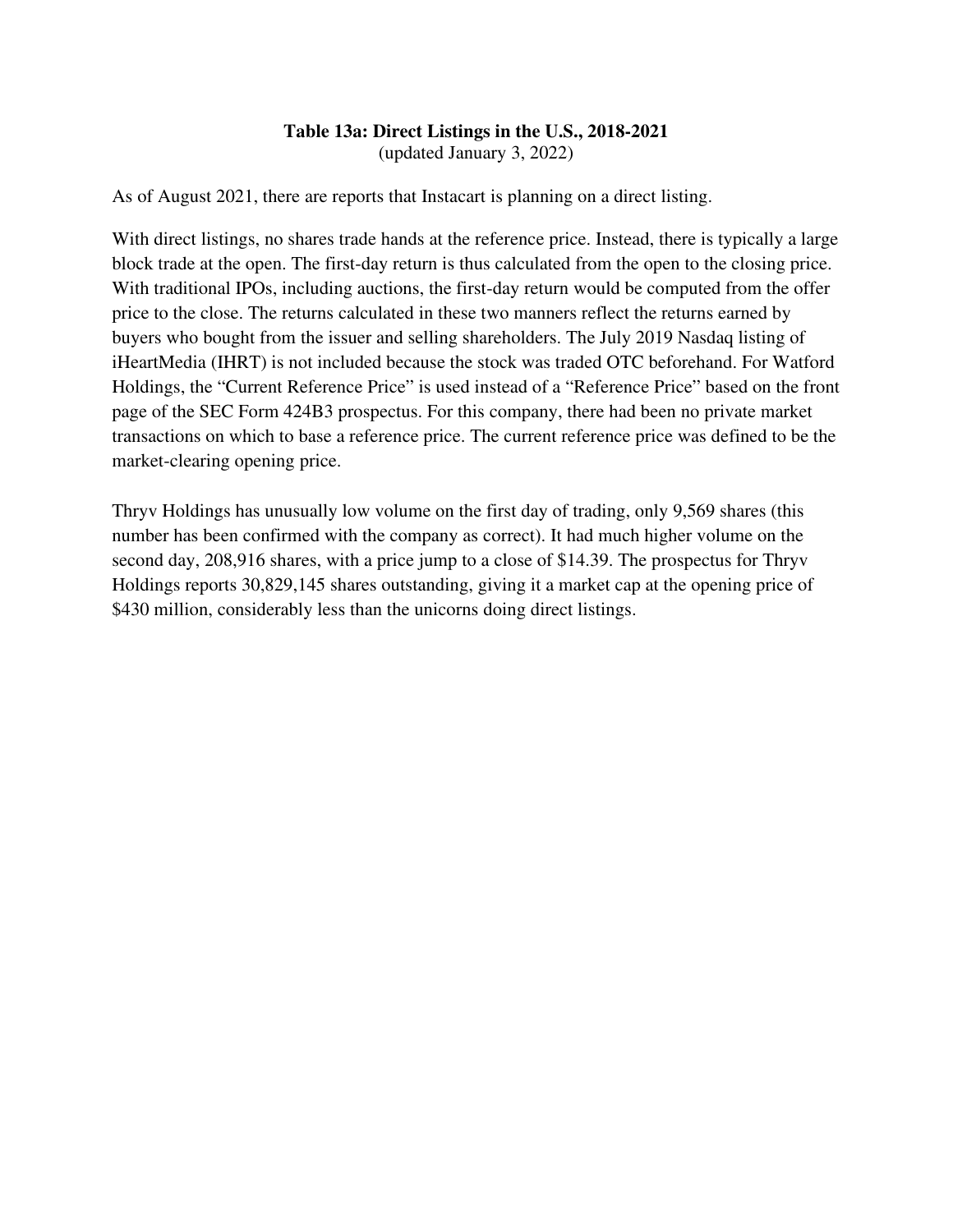**Table 13a: Direct Listings in the U.S., 2018-2021**
(updated January 3, 2022)

As of August 2021, there are reports that Instacart is planning on a direct listing.

With direct listings, no shares trade hands at the reference price. Instead, there is typically a large block trade at the open. The first-day return is thus calculated from the open to the closing price. With traditional IPOs, including auctions, the first-day return would be computed from the offer price to the close. The returns calculated in these two manners reflect the returns earned by buyers who bought from the issuer and selling shareholders. The July 2019 Nasdaq listing of iHeartMedia (IHRT) is not included because the stock was traded OTC beforehand. For Watford Holdings, the "Current Reference Price" is used instead of a "Reference Price" based on the front page of the SEC Form 424B3 prospectus. For this company, there had been no private market transactions on which to base a reference price. The current reference price was defined to be the market-clearing opening price.

Thryv Holdings has unusually low volume on the first day of trading, only 9,569 shares (this number has been confirmed with the company as correct). It had much higher volume on the second day, 208,916 shares, with a price jump to a close of $14.39. The prospectus for Thryv Holdings reports 30,829,145 shares outstanding, giving it a market cap at the opening price of $430 million, considerably less than the unicorns doing direct listings.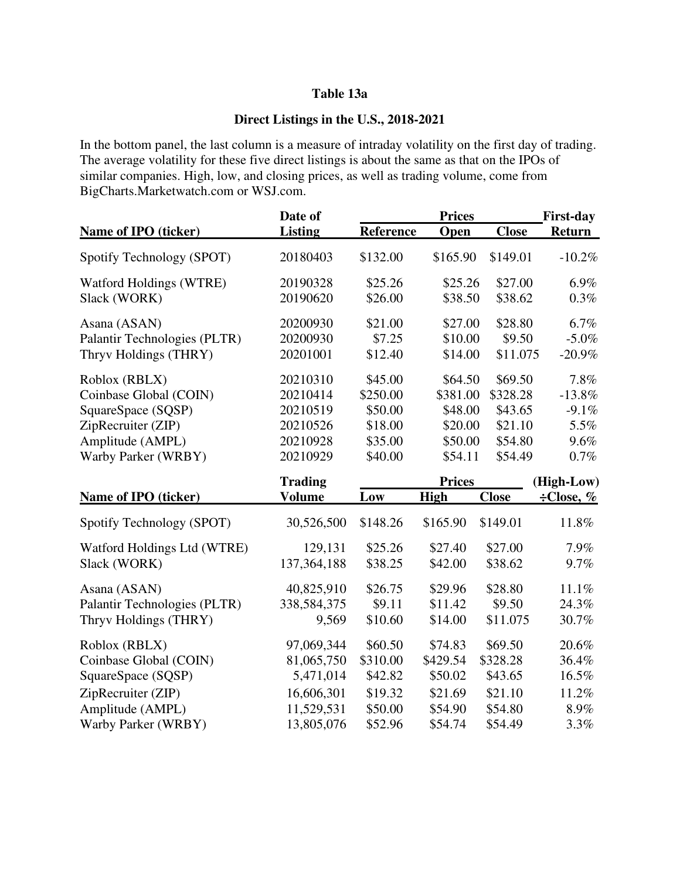# Table 13a

## Direct Listings in the U.S., 2018-2021

In the bottom panel, the last column is a measure of intraday volatility on the first day of trading. The average volatility for these five direct listings is about the same as that on the IPOs of similar companies. High, low, and closing prices, as well as trading volume, come from BigCharts.Marketwatch.com or WSJ.com.

| Name of IPO (ticker) | Date of Listing | Prices: Reference | Prices: Open | Prices: Close | First-day Return |
|---|---|---|---|---|---|
| Spotify Technology (SPOT) | 20180403 | $132.00 | $165.90 | $149.01 | -10.2% |
| Watford Holdings (WTRE) | 20190328 | $25.26 | $25.26 | $27.00 | 6.9% |
| Slack (WORK) | 20190620 | $26.00 | $38.50 | $38.62 | 0.3% |
| Asana (ASAN) | 20200930 | $21.00 | $27.00 | $28.80 | 6.7% |
| Palantir Technologies (PLTR) | 20200930 | $7.25 | $10.00 | $9.50 | -5.0% |
| Thryv Holdings (THRY) | 20201001 | $12.40 | $14.00 | $11.075 | -20.9% |
| Roblox (RBLX) | 20210310 | $45.00 | $64.50 | $69.50 | 7.8% |
| Coinbase Global (COIN) | 20210414 | $250.00 | $381.00 | $328.28 | -13.8% |
| SquareSpace (SQSP) | 20210519 | $50.00 | $48.00 | $43.65 | -9.1% |
| ZipRecruiter (ZIP) | 20210526 | $18.00 | $20.00 | $21.10 | 5.5% |
| Amplitude (AMPL) | 20210928 | $35.00 | $50.00 | $54.80 | 9.6% |
| Warby Parker (WRBY) | 20210929 | $40.00 | $54.11 | $54.49 | 0.7% |

| Name of IPO (ticker) | Trading Volume | Prices: Low | Prices: High | Prices: Close | (High-Low) ÷Close, % |
|---|---|---|---|---|---|
| Spotify Technology (SPOT) | 30,526,500 | $148.26 | $165.90 | $149.01 | 11.8% |
| Watford Holdings Ltd (WTRE) | 129,131 | $25.26 | $27.40 | $27.00 | 7.9% |
| Slack (WORK) | 137,364,188 | $38.25 | $42.00 | $38.62 | 9.7% |
| Asana (ASAN) | 40,825,910 | $26.75 | $29.96 | $28.80 | 11.1% |
| Palantir Technologies (PLTR) | 338,584,375 | $9.11 | $11.42 | $9.50 | 24.3% |
| Thryv Holdings (THRY) | 9,569 | $10.60 | $14.00 | $11.075 | 30.7% |
| Roblox (RBLX) | 97,069,344 | $60.50 | $74.83 | $69.50 | 20.6% |
| Coinbase Global (COIN) | 81,065,750 | $310.00 | $429.54 | $328.28 | 36.4% |
| SquareSpace (SQSP) | 5,471,014 | $42.82 | $50.02 | $43.65 | 16.5% |
| ZipRecruiter (ZIP) | 16,606,301 | $19.32 | $21.69 | $21.10 | 11.2% |
| Amplitude (AMPL) | 11,529,531 | $50.00 | $54.90 | $54.80 | 8.9% |
| Warby Parker (WRBY) | 13,805,076 | $52.96 | $54.74 | $54.49 | 3.3% |